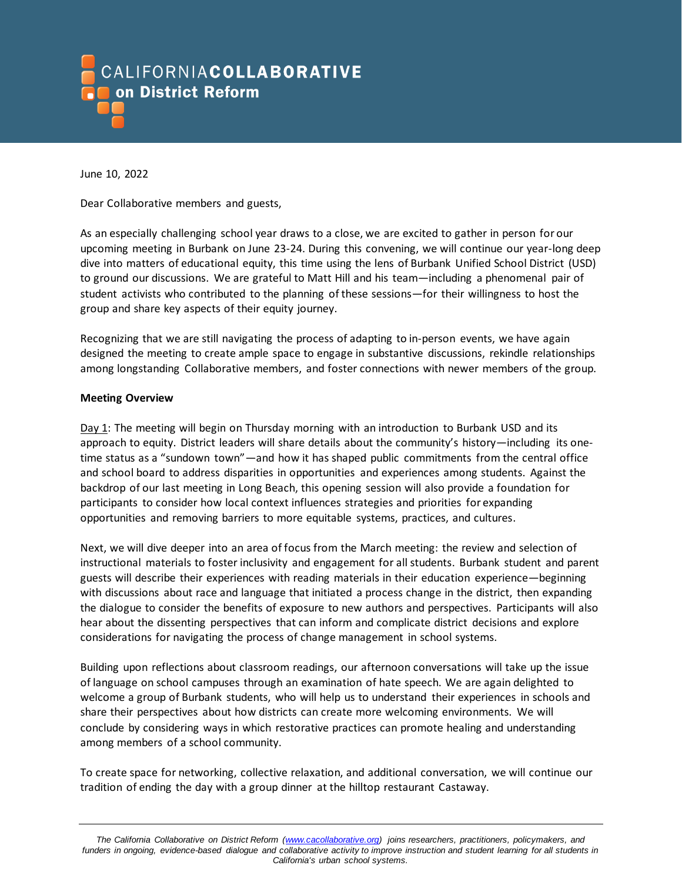# CALIFORNIA COLLABORATIVE on District Reform

June 10, 2022

Dear Collaborative members and guests,

As an especially challenging school year draws to a close, we are excited to gather in person for our upcoming meeting in Burbank on June 23-24. During this convening, we will continue our year-long deep dive into matters of educational equity, this time using the lens of Burbank Unified School District (USD) to ground our discussions. We are grateful to Matt Hill and his team—including a phenomenal pair of student activists who contributed to the planning of these sessions—for their willingness to host the group and share key aspects of their equity journey.

Recognizing that we are still navigating the process of adapting to in-person events, we have again designed the meeting to create ample space to engage in substantive discussions, rekindle relationships among longstanding Collaborative members, and foster connections with newer members of the group.

**Meeting Overview**

Day 1: The meeting will begin on Thursday morning with an introduction to Burbank USD and its approach to equity. District leaders will share details about the community's history—including its one-time status as a "sundown town"—and how it has shaped public commitments from the central office and school board to address disparities in opportunities and experiences among students. Against the backdrop of our last meeting in Long Beach, this opening session will also provide a foundation for participants to consider how local context influences strategies and priorities for expanding opportunities and removing barriers to more equitable systems, practices, and cultures.

Next, we will dive deeper into an area of focus from the March meeting: the review and selection of instructional materials to foster inclusivity and engagement for all students. Burbank student and parent guests will describe their experiences with reading materials in their education experience—beginning with discussions about race and language that initiated a process change in the district, then expanding the dialogue to consider the benefits of exposure to new authors and perspectives. Participants will also hear about the dissenting perspectives that can inform and complicate district decisions and explore considerations for navigating the process of change management in school systems.

Building upon reflections about classroom readings, our afternoon conversations will take up the issue of language on school campuses through an examination of hate speech. We are again delighted to welcome a group of Burbank students, who will help us to understand their experiences in schools and share their perspectives about how districts can create more welcoming environments. We will conclude by considering ways in which restorative practices can promote healing and understanding among members of a school community.

To create space for networking, collective relaxation, and additional conversation, we will continue our tradition of ending the day with a group dinner at the hilltop restaurant Castaway.

---

*The California Collaborative on District Reform (www.cacollaborative.org) joins researchers, practitioners, policymakers, and funders in ongoing, evidence-based dialogue and collaborative activity to improve instruction and student learning for all students in California's urban school systems.*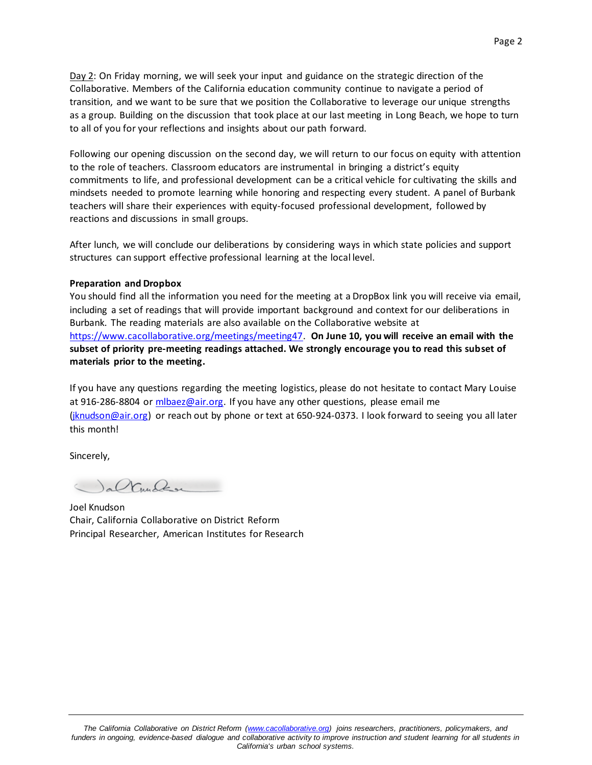Day 2: On Friday morning, we will seek your input and guidance on the strategic direction of the Collaborative. Members of the California education community continue to navigate a period of transition, and we want to be sure that we position the Collaborative to leverage our unique strengths as a group. Building on the discussion that took place at our last meeting in Long Beach, we hope to turn to all of you for your reflections and insights about our path forward.

Following our opening discussion on the second day, we will return to our focus on equity with attention to the role of teachers. Classroom educators are instrumental in bringing a district's equity commitments to life, and professional development can be a critical vehicle for cultivating the skills and mindsets needed to promote learning while honoring and respecting every student. A panel of Burbank teachers will share their experiences with equity-focused professional development, followed by reactions and discussions in small groups.

After lunch, we will conclude our deliberations by considering ways in which state policies and support structures can support effective professional learning at the local level.

**Preparation and Dropbox**

You should find all the information you need for the meeting at a DropBox link you will receive via email, including a set of readings that will provide important background and context for our deliberations in Burbank. The reading materials are also available on the Collaborative website at https://www.cacollaborative.org/meetings/meeting47. **On June 10, you will receive an email with the subset of priority pre-meeting readings attached. We strongly encourage you to read this subset of materials prior to the meeting.**

If you have any questions regarding the meeting logistics, please do not hesitate to contact Mary Louise at 916-286-8804 or mlbaez@air.org. If you have any other questions, please email me (jknudson@air.org) or reach out by phone or text at 650-924-0373. I look forward to seeing you all later this month!

Sincerely,

Joel Knudson
Chair, California Collaborative on District Reform
Principal Researcher, American Institutes for Research

*The California Collaborative on District Reform (www.cacollaborative.org) joins researchers, practitioners, policymakers, and funders in ongoing, evidence-based dialogue and collaborative activity to improve instruction and student learning for all students in California's urban school systems.*